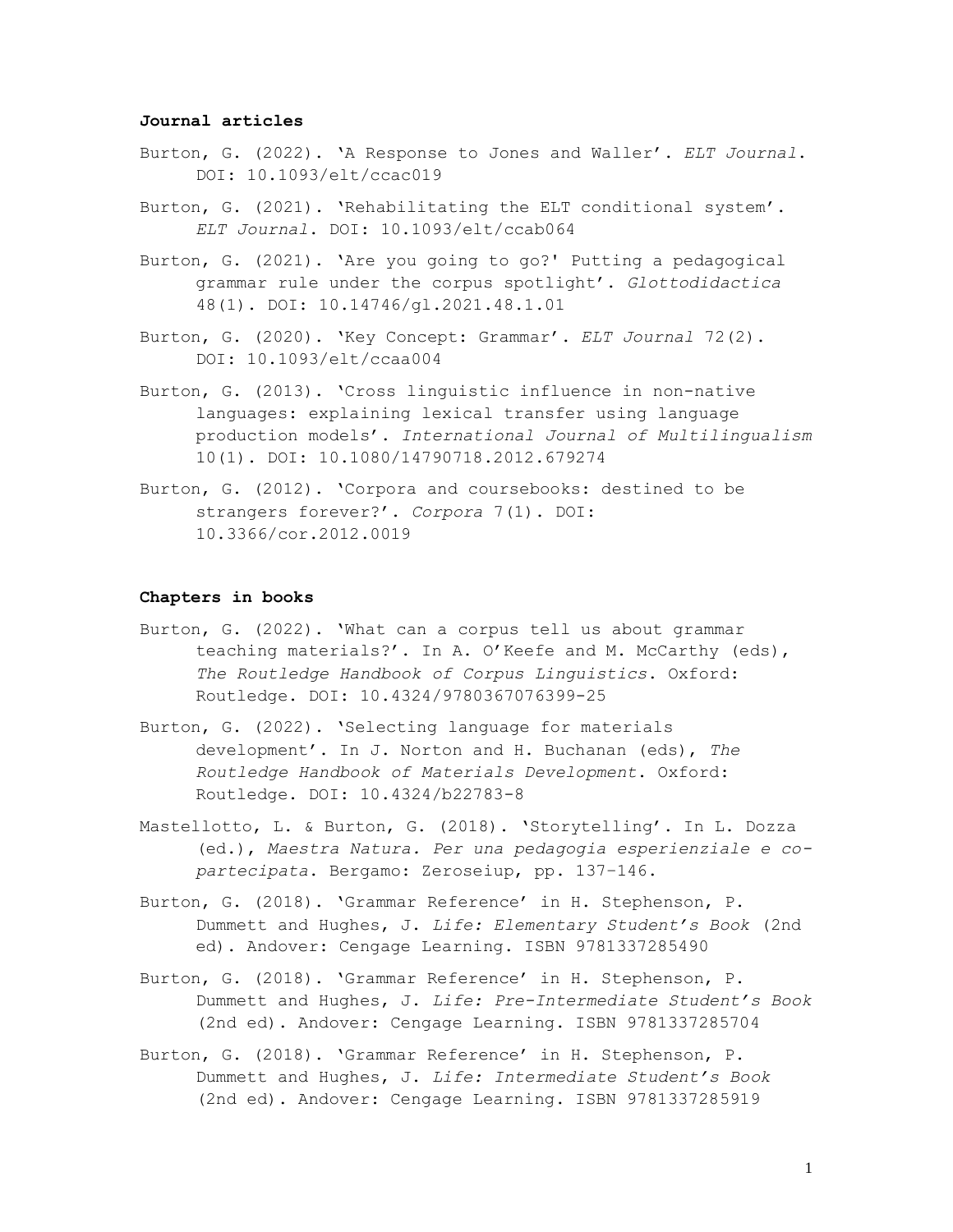**Journal articles**

Burton, G. (2022). 'A Response to Jones and Waller'. *ELT Journal*. DOI: 10.1093/elt/ccac019

Burton, G. (2021). 'Rehabilitating the ELT conditional system'. *ELT Journal*. DOI: 10.1093/elt/ccab064

Burton, G. (2021). 'Are you going to go?' Putting a pedagogical grammar rule under the corpus spotlight'. *Glottodidactica* 48(1). DOI: 10.14746/gl.2021.48.1.01

Burton, G. (2020). 'Key Concept: Grammar'. *ELT Journal* 72(2). DOI: 10.1093/elt/ccaa004

Burton, G. (2013). 'Cross linguistic influence in non-native languages: explaining lexical transfer using language production models'. *International Journal of Multilingualism* 10(1). DOI: 10.1080/14790718.2012.679274

Burton, G. (2012). 'Corpora and coursebooks: destined to be strangers forever?'. *Corpora* 7(1). DOI: 10.3366/cor.2012.0019

**Chapters in books**

Burton, G. (2022). 'What can a corpus tell us about grammar teaching materials?'. In A. O'Keefe and M. McCarthy (eds), *The Routledge Handbook of Corpus Linguistics*. Oxford: Routledge. DOI: 10.4324/9780367076399-25

Burton, G. (2022). 'Selecting language for materials development'. In J. Norton and H. Buchanan (eds), *The Routledge Handbook of Materials Development*. Oxford: Routledge. DOI: 10.4324/b22783-8

Mastellotto, L. & Burton, G. (2018). 'Storytelling'. In L. Dozza (ed.), *Maestra Natura. Per una pedagogia esperienziale e co-partecipata*. Bergamo: Zeroseiup, pp. 137–146.

Burton, G. (2018). 'Grammar Reference' in H. Stephenson, P. Dummett and Hughes, J. *Life: Elementary Student's Book* (2nd ed). Andover: Cengage Learning. ISBN 9781337285490

Burton, G. (2018). 'Grammar Reference' in H. Stephenson, P. Dummett and Hughes, J. *Life: Pre-Intermediate Student's Book* (2nd ed). Andover: Cengage Learning. ISBN 9781337285704

Burton, G. (2018). 'Grammar Reference' in H. Stephenson, P. Dummett and Hughes, J. *Life: Intermediate Student's Book* (2nd ed). Andover: Cengage Learning. ISBN 9781337285919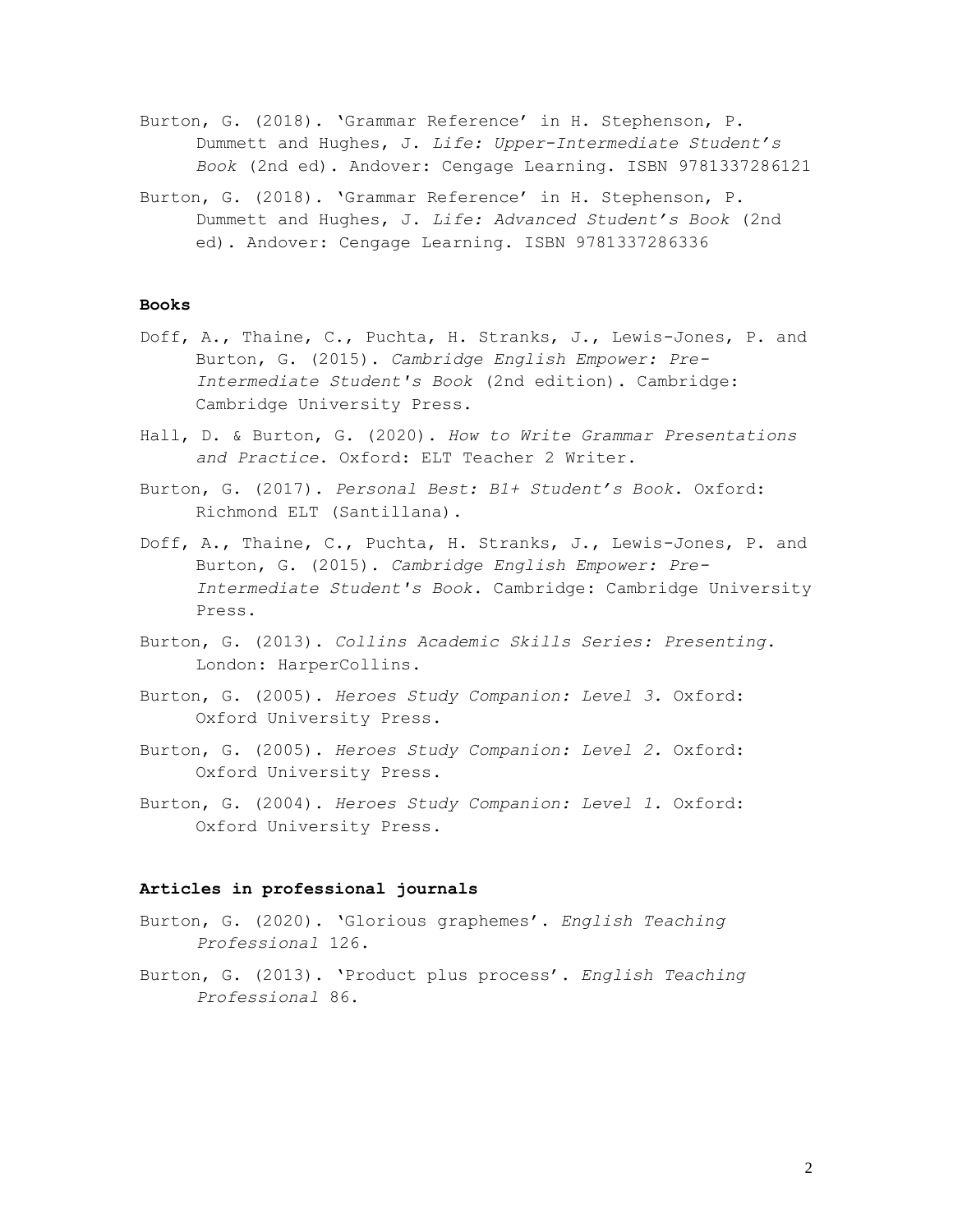Burton, G. (2018). 'Grammar Reference' in H. Stephenson, P. Dummett and Hughes, J. *Life: Upper-Intermediate Student's Book* (2nd ed). Andover: Cengage Learning. ISBN 9781337286121

Burton, G. (2018). 'Grammar Reference' in H. Stephenson, P. Dummett and Hughes, J. *Life: Advanced Student's Book* (2nd ed). Andover: Cengage Learning. ISBN 9781337286336

**Books**

Doff, A., Thaine, C., Puchta, H. Stranks, J., Lewis-Jones, P. and Burton, G. (2015). *Cambridge English Empower: Pre-Intermediate Student's Book* (2nd edition). Cambridge: Cambridge University Press.

Hall, D. & Burton, G. (2020). *How to Write Grammar Presentations and Practice.* Oxford: ELT Teacher 2 Writer.

Burton, G. (2017). *Personal Best: B1+ Student's Book*. Oxford: Richmond ELT (Santillana).

Doff, A., Thaine, C., Puchta, H. Stranks, J., Lewis-Jones, P. and Burton, G. (2015). *Cambridge English Empower: Pre-Intermediate Student's Book*. Cambridge: Cambridge University Press.

Burton, G. (2013). *Collins Academic Skills Series: Presenting.* London: HarperCollins.

Burton, G. (2005). *Heroes Study Companion: Level 3.* Oxford: Oxford University Press.

Burton, G. (2005). *Heroes Study Companion: Level 2.* Oxford: Oxford University Press.

Burton, G. (2004). *Heroes Study Companion: Level 1.* Oxford: Oxford University Press.

**Articles in professional journals**

Burton, G. (2020). 'Glorious graphemes'. *English Teaching Professional* 126.

Burton, G. (2013). 'Product plus process'. *English Teaching Professional* 86.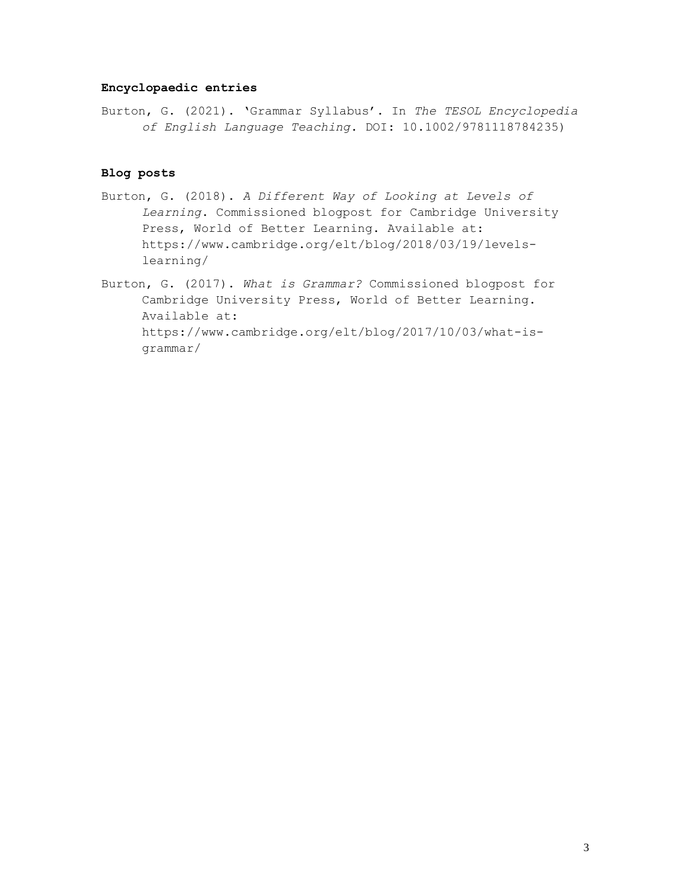**Encyclopaedic entries**

Burton, G. (2021). 'Grammar Syllabus'. In *The TESOL Encyclopedia of English Language Teaching*. DOI: 10.1002/9781118784235)

**Blog posts**

Burton, G. (2018). *A Different Way of Looking at Levels of Learning*. Commissioned blogpost for Cambridge University Press, World of Better Learning. Available at: https://www.cambridge.org/elt/blog/2018/03/19/levels-learning/

Burton, G. (2017). *What is Grammar?* Commissioned blogpost for Cambridge University Press, World of Better Learning. Available at: https://www.cambridge.org/elt/blog/2017/10/03/what-is-grammar/